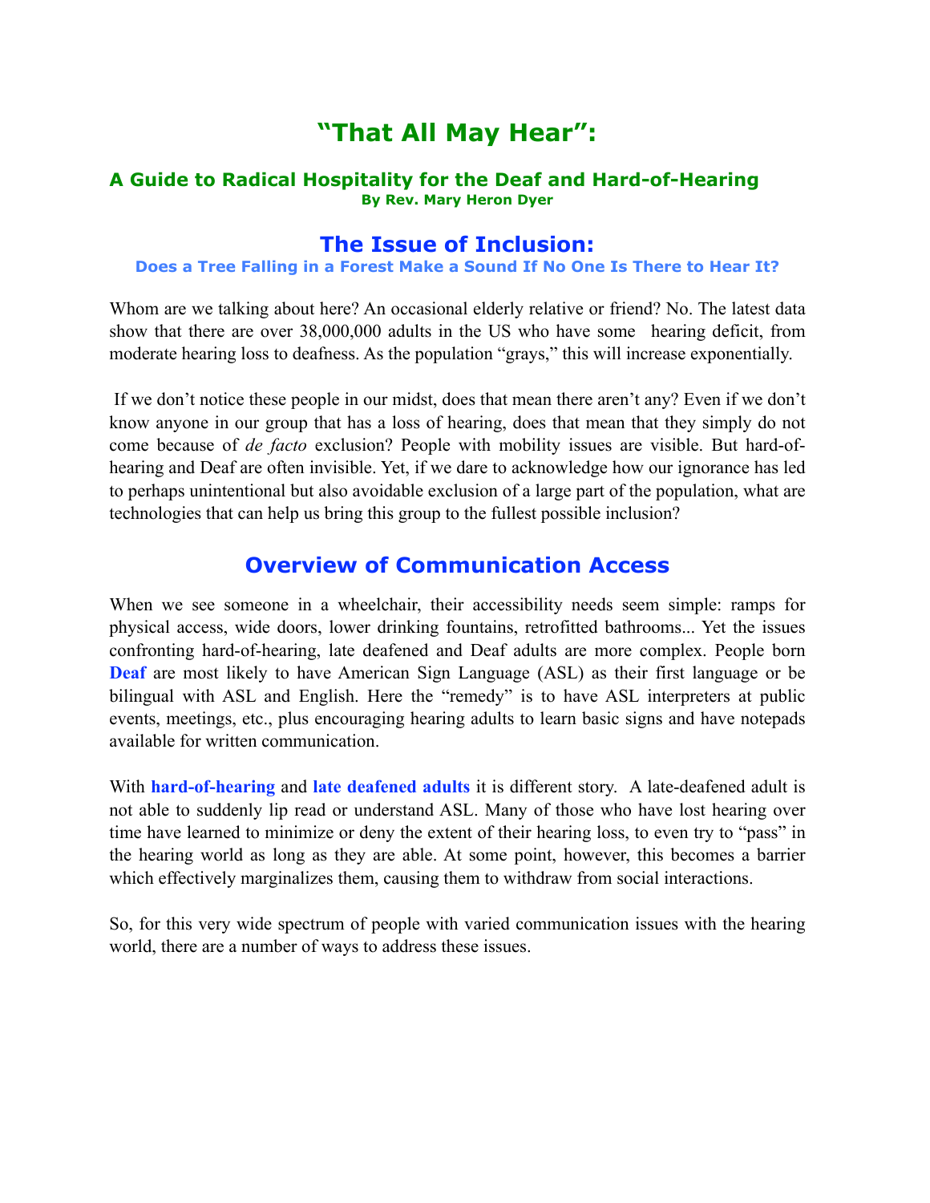# "That All May Hear":

### A Guide to Radical Hospitality for the Deaf and Hard-of-Hearing

**By Rev. Mary Heron Dyer**

## The Issue of Inclusion:

**Does a Tree Falling in a Forest Make a Sound If No One Is There to Hear It?**

Whom are we talking about here? An occasional elderly relative or friend? No. The latest data show that there are over 38,000,000 adults in the US who have some hearing deficit, from moderate hearing loss to deafness. As the population "grays," this will increase exponentially.

If we don't notice these people in our midst, does that mean there aren't any? Even if we don't know anyone in our group that has a loss of hearing, does that mean that they simply do not come because of *de facto* exclusion? People with mobility issues are visible. But hard-of-hearing and Deaf are often invisible. Yet, if we dare to acknowledge how our ignorance has led to perhaps unintentional but also avoidable exclusion of a large part of the population, what are technologies that can help us bring this group to the fullest possible inclusion?

## Overview of Communication Access

When we see someone in a wheelchair, their accessibility needs seem simple: ramps for physical access, wide doors, lower drinking fountains, retrofitted bathrooms... Yet the issues confronting hard-of-hearing, late deafened and Deaf adults are more complex. People born **Deaf** are most likely to have American Sign Language (ASL) as their first language or be bilingual with ASL and English. Here the "remedy" is to have ASL interpreters at public events, meetings, etc., plus encouraging hearing adults to learn basic signs and have notepads available for written communication.

With **hard-of-hearing** and **late deafened adults** it is different story. A late-deafened adult is not able to suddenly lip read or understand ASL. Many of those who have lost hearing over time have learned to minimize or deny the extent of their hearing loss, to even try to "pass" in the hearing world as long as they are able. At some point, however, this becomes a barrier which effectively marginalizes them, causing them to withdraw from social interactions.

So, for this very wide spectrum of people with varied communication issues with the hearing world, there are a number of ways to address these issues.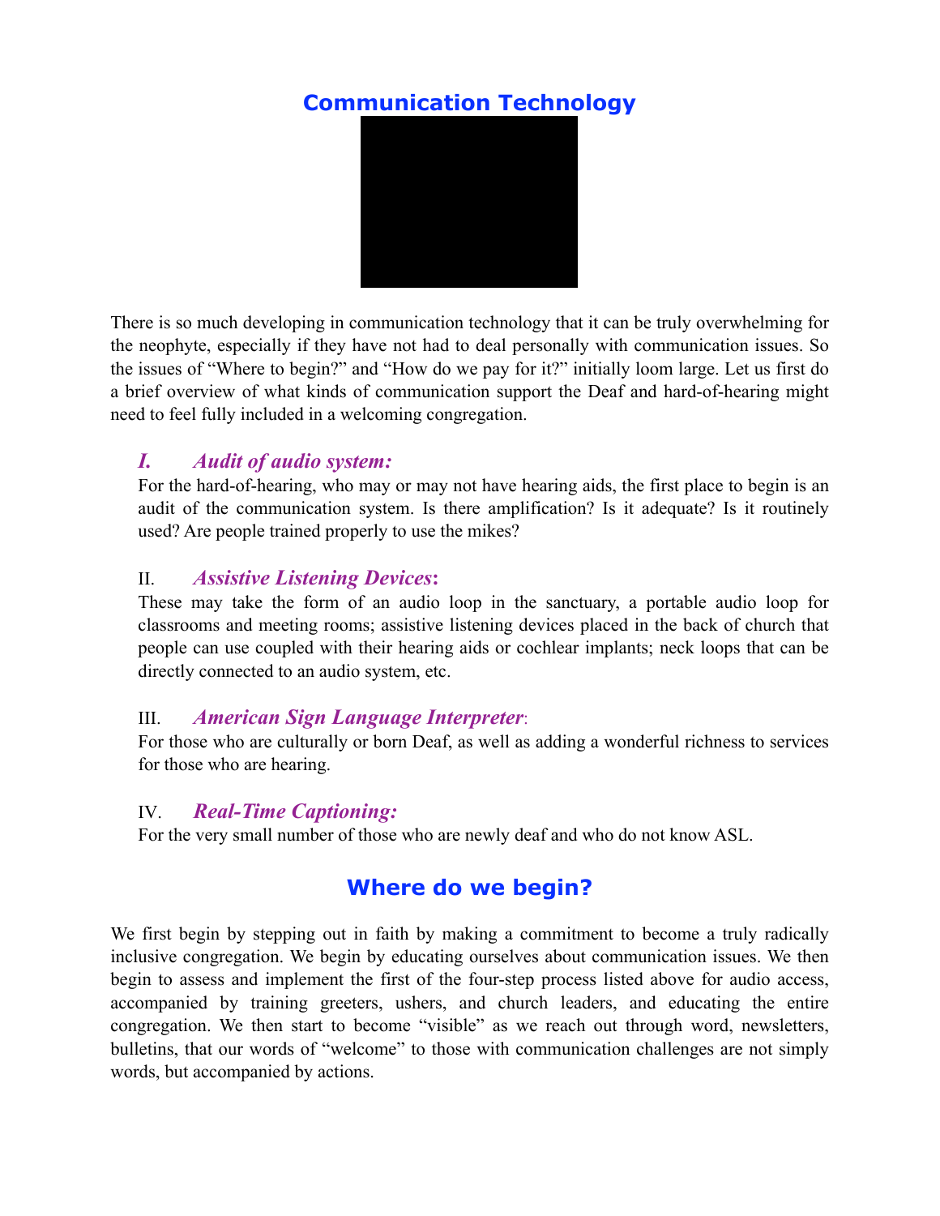## Communication Technology

There is so much developing in communication technology that it can be truly overwhelming for the neophyte, especially if they have not had to deal personally with communication issues. So the issues of “Where to begin?” and “How do we pay for it?” initially loom large. Let us first do a brief overview of what kinds of communication support the Deaf and hard-of-hearing might need to feel fully included in a welcoming congregation.

### *I. Audit of audio system:*

For the hard-of-hearing, who may or may not have hearing aids, the first place to begin is an audit of the communication system. Is there amplification? Is it adequate? Is it routinely used? Are people trained properly to use the mikes?

### II. *Assistive Listening Devices*:

These may take the form of an audio loop in the sanctuary, a portable audio loop for classrooms and meeting rooms; assistive listening devices placed in the back of church that people can use coupled with their hearing aids or cochlear implants; neck loops that can be directly connected to an audio system, etc.

### III. *American Sign Language Interpreter*:

For those who are culturally or born Deaf, as well as adding a wonderful richness to services for those who are hearing.

### IV. *Real-Time Captioning:*

For the very small number of those who are newly deaf and who do not know ASL.

## Where do we begin?

We first begin by stepping out in faith by making a commitment to become a truly radically inclusive congregation. We begin by educating ourselves about communication issues. We then begin to assess and implement the first of the four-step process listed above for audio access, accompanied by training greeters, ushers, and church leaders, and educating the entire congregation. We then start to become “visible” as we reach out through word, newsletters, bulletins, that our words of “welcome” to those with communication challenges are not simply words, but accompanied by actions.